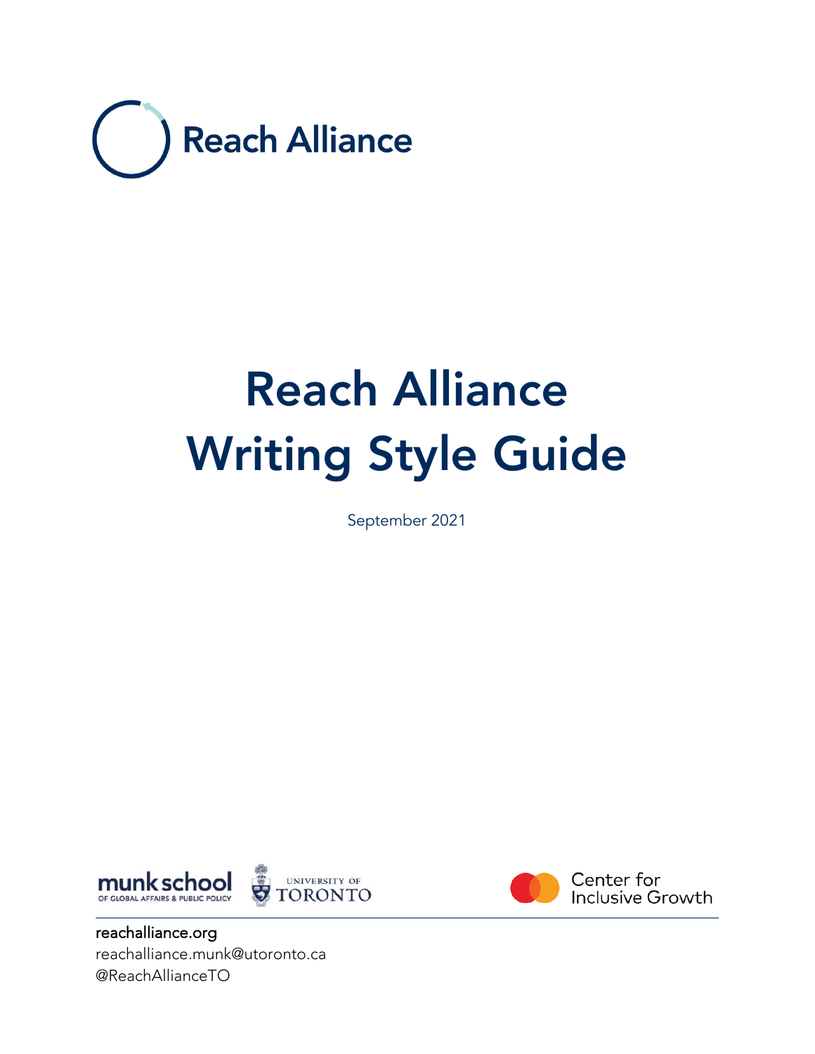Reach Alliance

# Reach Alliance Writing Style Guide

September 2021

munk school OF GLOBAL AFFAIRS & PUBLIC POLICY

UNIVERSITY OF TORONTO

Center for Inclusive Growth

reachalliance.org
reachalliance.munk@utoronto.ca
@ReachAllianceTO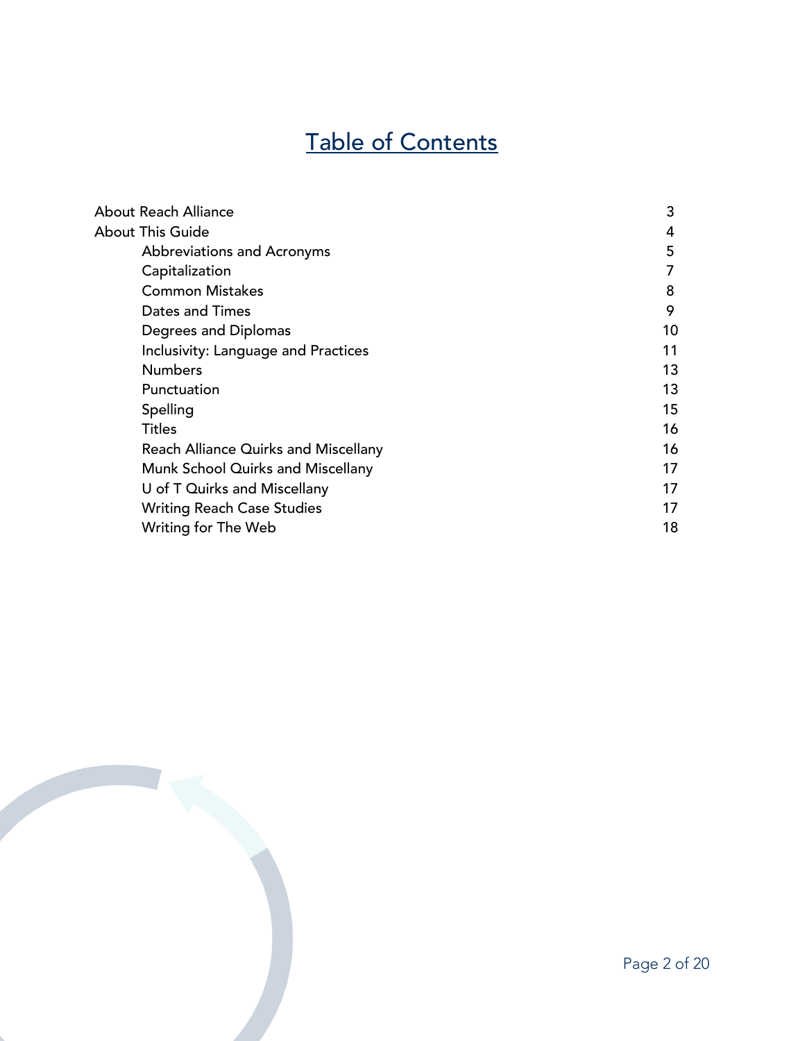# Table of Contents

| | |
|---|---|
| About Reach Alliance | 3 |
| About This Guide | 4 |
| Abbreviations and Acronyms | 5 |
| Capitalization | 7 |
| Common Mistakes | 8 |
| Dates and Times | 9 |
| Degrees and Diplomas | 10 |
| Inclusivity: Language and Practices | 11 |
| Numbers | 13 |
| Punctuation | 13 |
| Spelling | 15 |
| Titles | 16 |
| Reach Alliance Quirks and Miscellany | 16 |
| Munk School Quirks and Miscellany | 17 |
| U of T Quirks and Miscellany | 17 |
| Writing Reach Case Studies | 17 |
| Writing for The Web | 18 |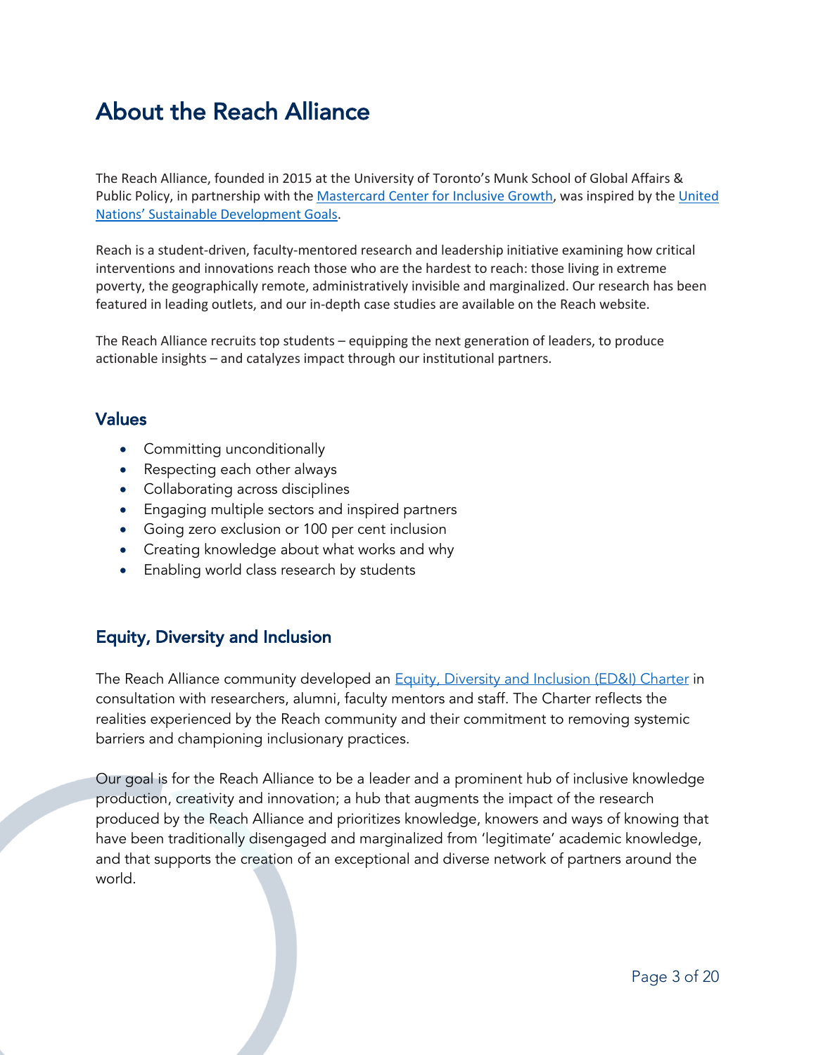# About the Reach Alliance

The Reach Alliance, founded in 2015 at the University of Toronto's Munk School of Global Affairs & Public Policy, in partnership with the [Mastercard Center for Inclusive Growth](), was inspired by the [United Nations' Sustainable Development Goals]().

Reach is a student-driven, faculty-mentored research and leadership initiative examining how critical interventions and innovations reach those who are the hardest to reach: those living in extreme poverty, the geographically remote, administratively invisible and marginalized. Our research has been featured in leading outlets, and our in-depth case studies are available on the Reach website.

The Reach Alliance recruits top students – equipping the next generation of leaders, to produce actionable insights – and catalyzes impact through our institutional partners.

## Values

- Committing unconditionally
- Respecting each other always
- Collaborating across disciplines
- Engaging multiple sectors and inspired partners
- Going zero exclusion or 100 per cent inclusion
- Creating knowledge about what works and why
- Enabling world class research by students

## Equity, Diversity and Inclusion

The Reach Alliance community developed an [Equity, Diversity and Inclusion (ED&I) Charter]() in consultation with researchers, alumni, faculty mentors and staff. The Charter reflects the realities experienced by the Reach community and their commitment to removing systemic barriers and championing inclusionary practices.

Our goal is for the Reach Alliance to be a leader and a prominent hub of inclusive knowledge production, creativity and innovation; a hub that augments the impact of the research produced by the Reach Alliance and prioritizes knowledge, knowers and ways of knowing that have been traditionally disengaged and marginalized from 'legitimate' academic knowledge, and that supports the creation of an exceptional and diverse network of partners around the world.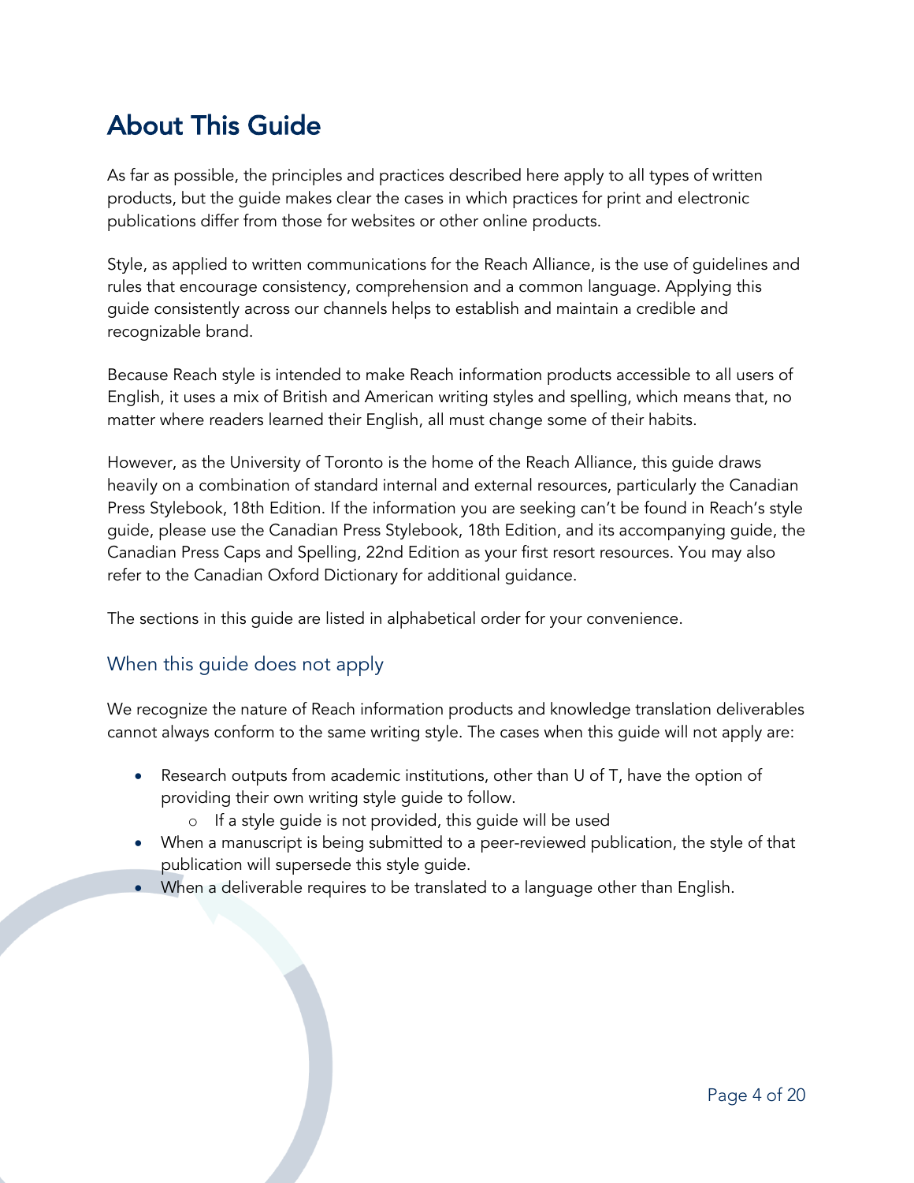# About This Guide

As far as possible, the principles and practices described here apply to all types of written products, but the guide makes clear the cases in which practices for print and electronic publications differ from those for websites or other online products.

Style, as applied to written communications for the Reach Alliance, is the use of guidelines and rules that encourage consistency, comprehension and a common language. Applying this guide consistently across our channels helps to establish and maintain a credible and recognizable brand.

Because Reach style is intended to make Reach information products accessible to all users of English, it uses a mix of British and American writing styles and spelling, which means that, no matter where readers learned their English, all must change some of their habits.

However, as the University of Toronto is the home of the Reach Alliance, this guide draws heavily on a combination of standard internal and external resources, particularly the Canadian Press Stylebook, 18th Edition. If the information you are seeking can't be found in Reach's style guide, please use the Canadian Press Stylebook, 18th Edition, and its accompanying guide, the Canadian Press Caps and Spelling, 22nd Edition as your first resort resources. You may also refer to the Canadian Oxford Dictionary for additional guidance.

The sections in this guide are listed in alphabetical order for your convenience.

## When this guide does not apply

We recognize the nature of Reach information products and knowledge translation deliverables cannot always conform to the same writing style. The cases when this guide will not apply are:

- Research outputs from academic institutions, other than U of T, have the option of providing their own writing style guide to follow.
  - If a style guide is not provided, this guide will be used
- When a manuscript is being submitted to a peer-reviewed publication, the style of that publication will supersede this style guide.
- When a deliverable requires to be translated to a language other than English.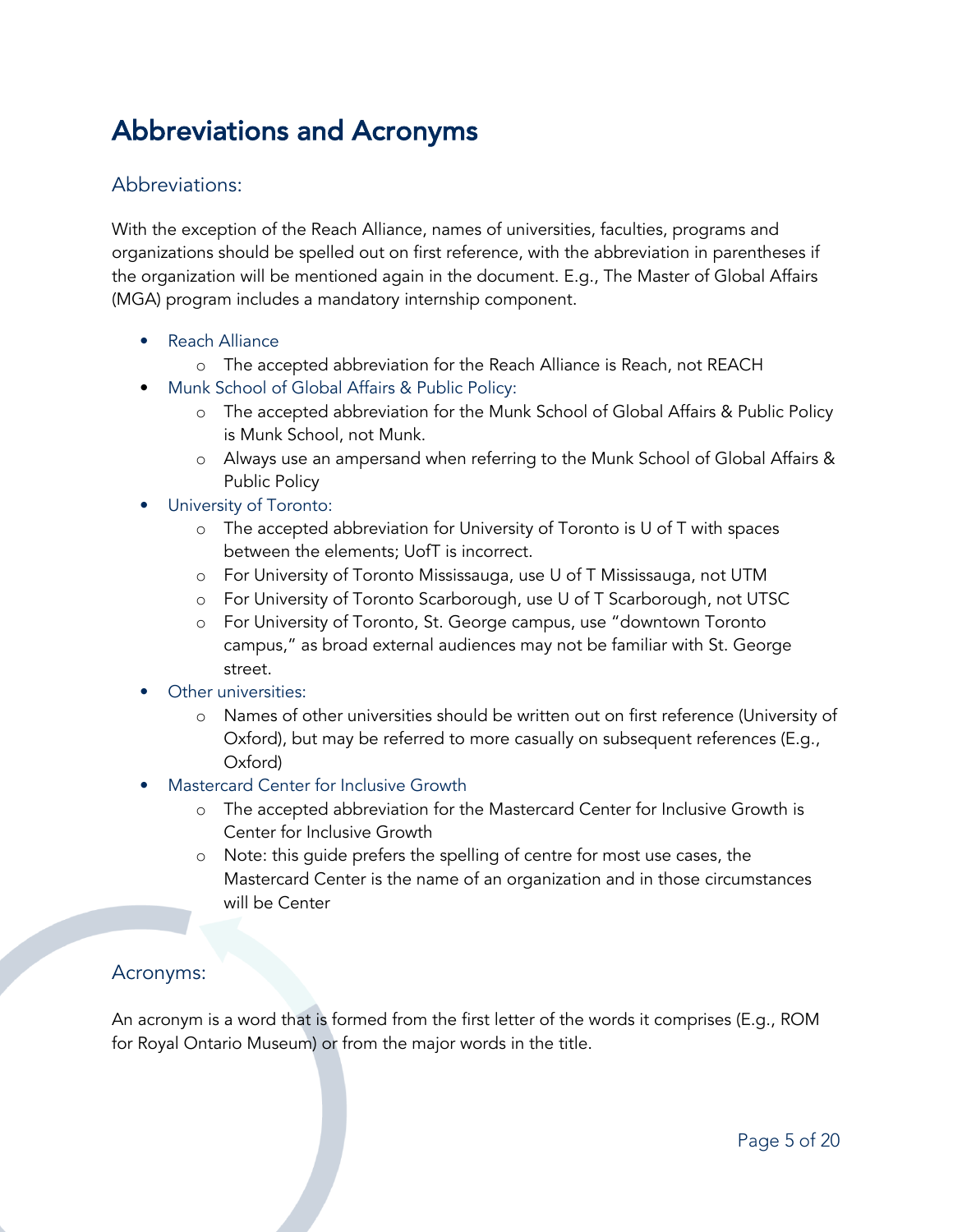# Abbreviations and Acronyms

## Abbreviations:

With the exception of the Reach Alliance, names of universities, faculties, programs and organizations should be spelled out on first reference, with the abbreviation in parentheses if the organization will be mentioned again in the document. E.g., The Master of Global Affairs (MGA) program includes a mandatory internship component.

- Reach Alliance
  - The accepted abbreviation for the Reach Alliance is Reach, not REACH
- Munk School of Global Affairs & Public Policy:
  - The accepted abbreviation for the Munk School of Global Affairs & Public Policy is Munk School, not Munk.
  - Always use an ampersand when referring to the Munk School of Global Affairs & Public Policy
- University of Toronto:
  - The accepted abbreviation for University of Toronto is U of T with spaces between the elements; UofT is incorrect.
  - For University of Toronto Mississauga, use U of T Mississauga, not UTM
  - For University of Toronto Scarborough, use U of T Scarborough, not UTSC
  - For University of Toronto, St. George campus, use "downtown Toronto campus," as broad external audiences may not be familiar with St. George street.
- Other universities:
  - Names of other universities should be written out on first reference (University of Oxford), but may be referred to more casually on subsequent references (E.g., Oxford)
- Mastercard Center for Inclusive Growth
  - The accepted abbreviation for the Mastercard Center for Inclusive Growth is Center for Inclusive Growth
  - Note: this guide prefers the spelling of centre for most use cases, the Mastercard Center is the name of an organization and in those circumstances will be Center

## Acronyms:

An acronym is a word that is formed from the first letter of the words it comprises (E.g., ROM for Royal Ontario Museum) or from the major words in the title.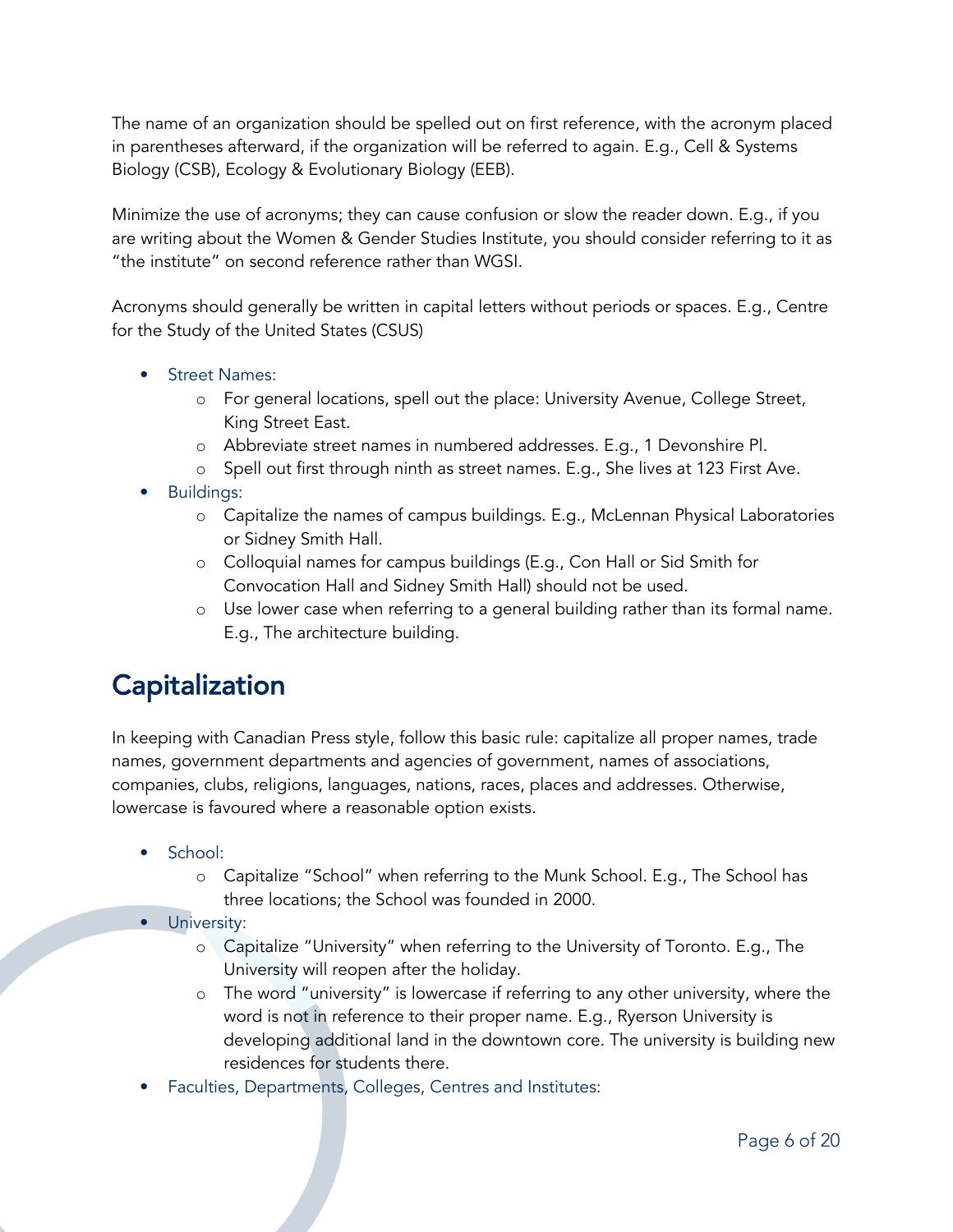The name of an organization should be spelled out on first reference, with the acronym placed in parentheses afterward, if the organization will be referred to again. E.g., Cell & Systems Biology (CSB), Ecology & Evolutionary Biology (EEB).

Minimize the use of acronyms; they can cause confusion or slow the reader down. E.g., if you are writing about the Women & Gender Studies Institute, you should consider referring to it as "the institute" on second reference rather than WGSI.

Acronyms should generally be written in capital letters without periods or spaces. E.g., Centre for the Study of the United States (CSUS)

- Street Names:
    - For general locations, spell out the place: University Avenue, College Street, King Street East.
    - Abbreviate street names in numbered addresses. E.g., 1 Devonshire Pl.
    - Spell out first through ninth as street names. E.g., She lives at 123 First Ave.
- Buildings:
    - Capitalize the names of campus buildings. E.g., McLennan Physical Laboratories or Sidney Smith Hall.
    - Colloquial names for campus buildings (E.g., Con Hall or Sid Smith for Convocation Hall and Sidney Smith Hall) should not be used.
    - Use lower case when referring to a general building rather than its formal name. E.g., The architecture building.

## Capitalization

In keeping with Canadian Press style, follow this basic rule: capitalize all proper names, trade names, government departments and agencies of government, names of associations, companies, clubs, religions, languages, nations, races, places and addresses. Otherwise, lowercase is favoured where a reasonable option exists.

- School:
    - Capitalize "School" when referring to the Munk School. E.g., The School has three locations; the School was founded in 2000.
- University:
    - Capitalize "University" when referring to the University of Toronto. E.g., The University will reopen after the holiday.
    - The word "university" is lowercase if referring to any other university, where the word is not in reference to their proper name. E.g., Ryerson University is developing additional land in the downtown core. The university is building new residences for students there.
- Faculties, Departments, Colleges, Centres and Institutes: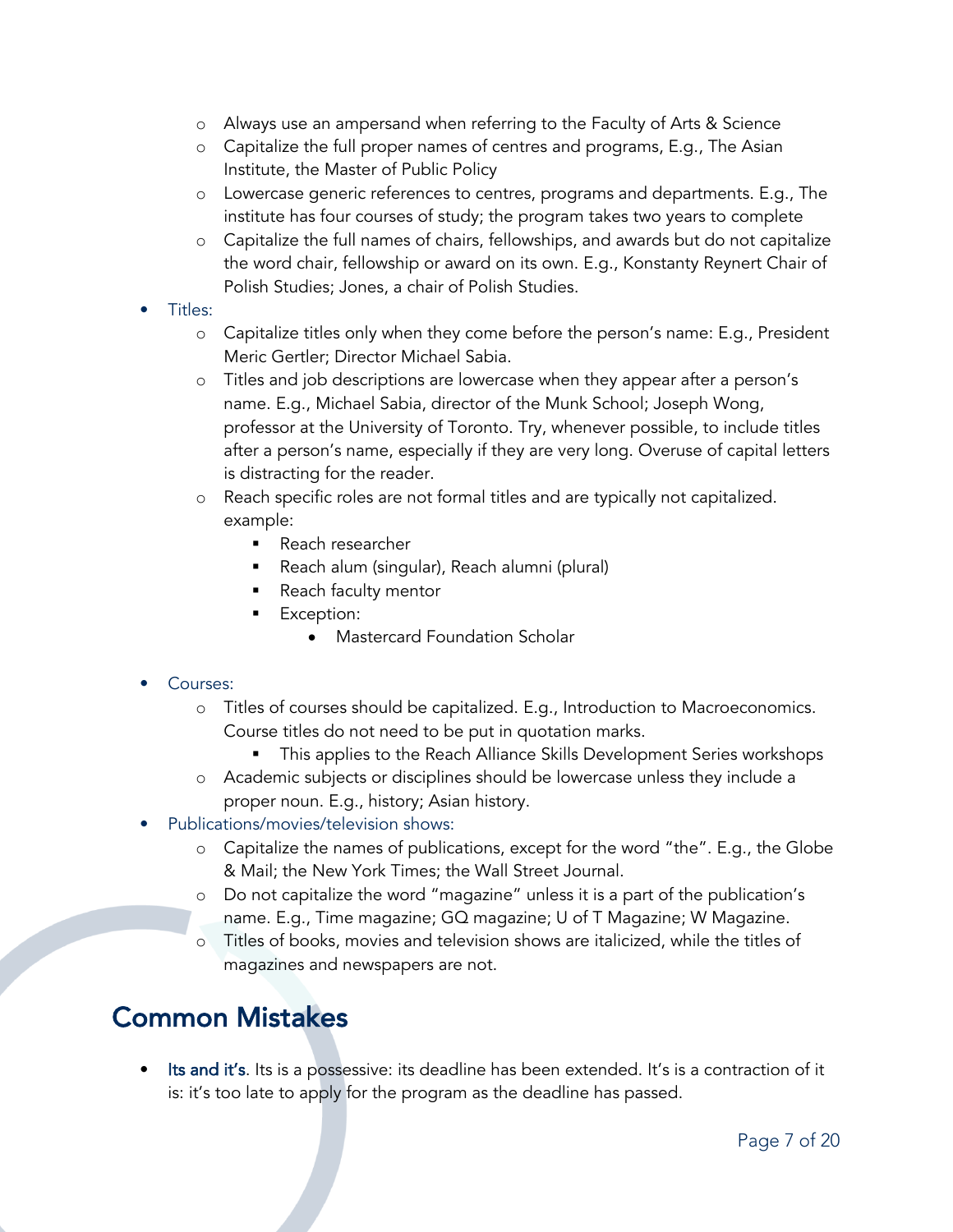- Always use an ampersand when referring to the Faculty of Arts & Science
  - Capitalize the full proper names of centres and programs, E.g., The Asian Institute, the Master of Public Policy
  - Lowercase generic references to centres, programs and departments. E.g., The institute has four courses of study; the program takes two years to complete
  - Capitalize the full names of chairs, fellowships, and awards but do not capitalize the word chair, fellowship or award on its own. E.g., Konstanty Reynert Chair of Polish Studies; Jones, a chair of Polish Studies.
- Titles:
  - Capitalize titles only when they come before the person's name: E.g., President Meric Gertler; Director Michael Sabia.
  - Titles and job descriptions are lowercase when they appear after a person's name. E.g., Michael Sabia, director of the Munk School; Joseph Wong, professor at the University of Toronto. Try, whenever possible, to include titles after a person's name, especially if they are very long. Overuse of capital letters is distracting for the reader.
  - Reach specific roles are not formal titles and are typically not capitalized. example:
    - Reach researcher
    - Reach alum (singular), Reach alumni (plural)
    - Reach faculty mentor
    - Exception:
      - Mastercard Foundation Scholar
- Courses:
  - Titles of courses should be capitalized. E.g., Introduction to Macroeconomics. Course titles do not need to be put in quotation marks.
    - This applies to the Reach Alliance Skills Development Series workshops
  - Academic subjects or disciplines should be lowercase unless they include a proper noun. E.g., history; Asian history.
- Publications/movies/television shows:
  - Capitalize the names of publications, except for the word "the". E.g., the Globe & Mail; the New York Times; the Wall Street Journal.
  - Do not capitalize the word "magazine" unless it is a part of the publication's name. E.g., Time magazine; GQ magazine; U of T Magazine; W Magazine.
  - Titles of books, movies and television shows are italicized, while the titles of magazines and newspapers are not.

## Common Mistakes

- **Its and it's**. Its is a possessive: its deadline has been extended. It's is a contraction of it is: it's too late to apply for the program as the deadline has passed.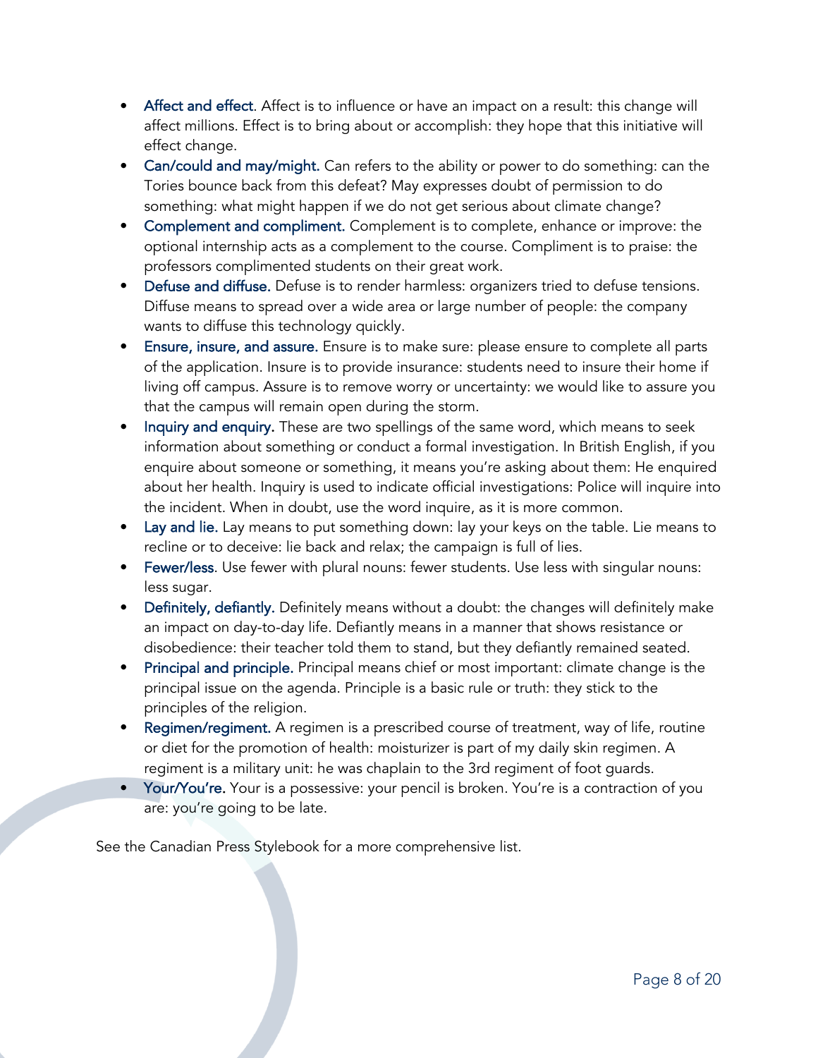- **Affect and effect**. Affect is to influence or have an impact on a result: this change will affect millions. Effect is to bring about or accomplish: they hope that this initiative will effect change.
- **Can/could and may/might.** Can refers to the ability or power to do something: can the Tories bounce back from this defeat? May expresses doubt of permission to do something: what might happen if we do not get serious about climate change?
- **Complement and compliment.** Complement is to complete, enhance or improve: the optional internship acts as a complement to the course. Compliment is to praise: the professors complimented students on their great work.
- **Defuse and diffuse.** Defuse is to render harmless: organizers tried to defuse tensions. Diffuse means to spread over a wide area or large number of people: the company wants to diffuse this technology quickly.
- **Ensure, insure, and assure.** Ensure is to make sure: please ensure to complete all parts of the application. Insure is to provide insurance: students need to insure their home if living off campus. Assure is to remove worry or uncertainty: we would like to assure you that the campus will remain open during the storm.
- **Inquiry and enquiry.** These are two spellings of the same word, which means to seek information about something or conduct a formal investigation. In British English, if you enquire about someone or something, it means you're asking about them: He enquired about her health. Inquiry is used to indicate official investigations: Police will inquire into the incident. When in doubt, use the word inquire, as it is more common.
- **Lay and lie.** Lay means to put something down: lay your keys on the table. Lie means to recline or to deceive: lie back and relax; the campaign is full of lies.
- **Fewer/less**. Use fewer with plural nouns: fewer students. Use less with singular nouns: less sugar.
- **Definitely, defiantly.** Definitely means without a doubt: the changes will definitely make an impact on day-to-day life. Defiantly means in a manner that shows resistance or disobedience: their teacher told them to stand, but they defiantly remained seated.
- **Principal and principle.** Principal means chief or most important: climate change is the principal issue on the agenda. Principle is a basic rule or truth: they stick to the principles of the religion.
- **Regimen/regiment.** A regimen is a prescribed course of treatment, way of life, routine or diet for the promotion of health: moisturizer is part of my daily skin regimen. A regiment is a military unit: he was chaplain to the 3rd regiment of foot guards.
- **Your/You're.** Your is a possessive: your pencil is broken. You're is a contraction of you are: you're going to be late.

See the Canadian Press Stylebook for a more comprehensive list.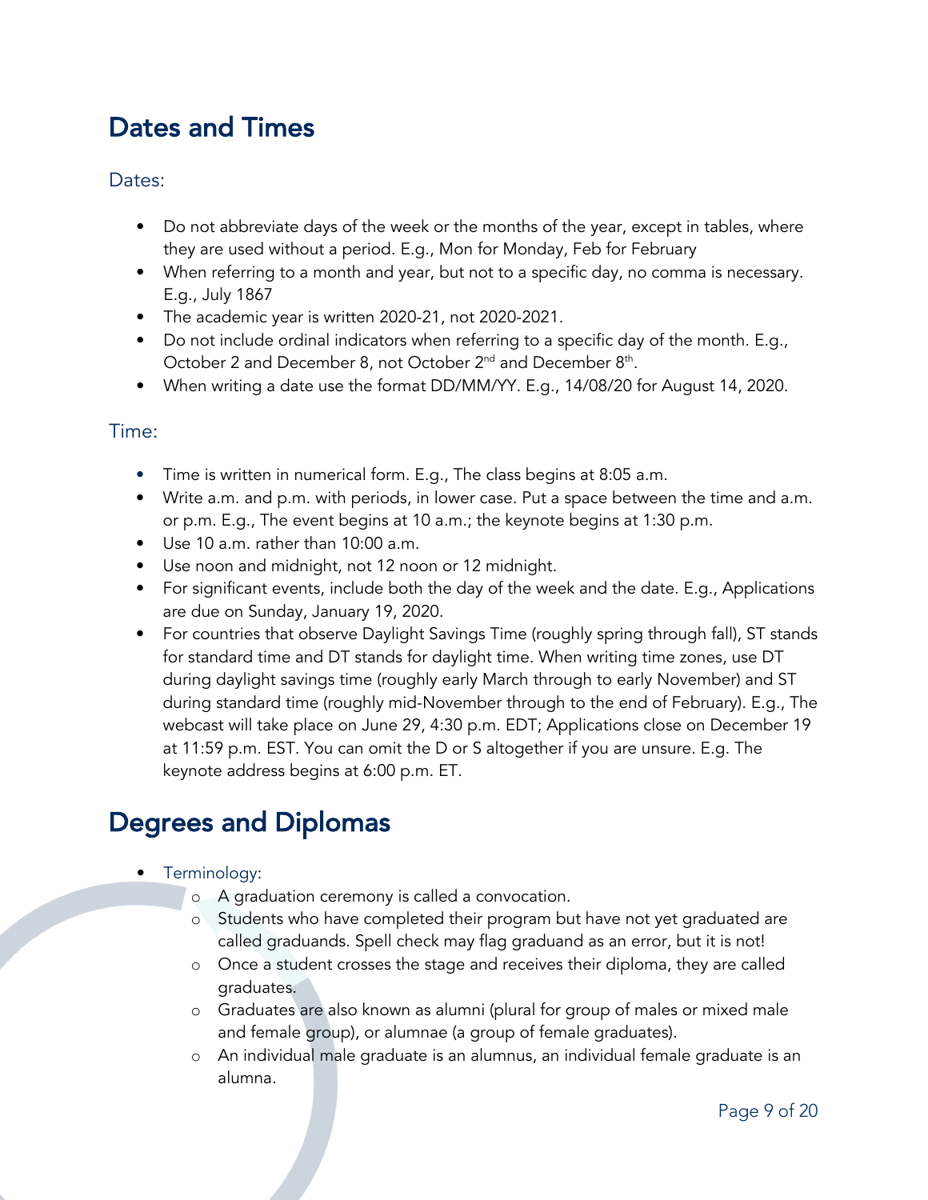# Dates and Times

## Dates:

- Do not abbreviate days of the week or the months of the year, except in tables, where they are used without a period. E.g., Mon for Monday, Feb for February
- When referring to a month and year, but not to a specific day, no comma is necessary. E.g., July 1867
- The academic year is written 2020-21, not 2020-2021.
- Do not include ordinal indicators when referring to a specific day of the month. E.g., October 2 and December 8, not October 2nd and December 8th.
- When writing a date use the format DD/MM/YY. E.g., 14/08/20 for August 14, 2020.

## Time:

- Time is written in numerical form. E.g., The class begins at 8:05 a.m.
- Write a.m. and p.m. with periods, in lower case. Put a space between the time and a.m. or p.m. E.g., The event begins at 10 a.m.; the keynote begins at 1:30 p.m.
- Use 10 a.m. rather than 10:00 a.m.
- Use noon and midnight, not 12 noon or 12 midnight.
- For significant events, include both the day of the week and the date. E.g., Applications are due on Sunday, January 19, 2020.
- For countries that observe Daylight Savings Time (roughly spring through fall), ST stands for standard time and DT stands for daylight time. When writing time zones, use DT during daylight savings time (roughly early March through to early November) and ST during standard time (roughly mid-November through to the end of February). E.g., The webcast will take place on June 29, 4:30 p.m. EDT; Applications close on December 19 at 11:59 p.m. EST. You can omit the D or S altogether if you are unsure. E.g. The keynote address begins at 6:00 p.m. ET.

# Degrees and Diplomas

- Terminology:
  - A graduation ceremony is called a convocation.
  - Students who have completed their program but have not yet graduated are called graduands. Spell check may flag graduand as an error, but it is not!
  - Once a student crosses the stage and receives their diploma, they are called graduates.
  - Graduates are also known as alumni (plural for group of males or mixed male and female group), or alumnae (a group of female graduates).
  - An individual male graduate is an alumnus, an individual female graduate is an alumna.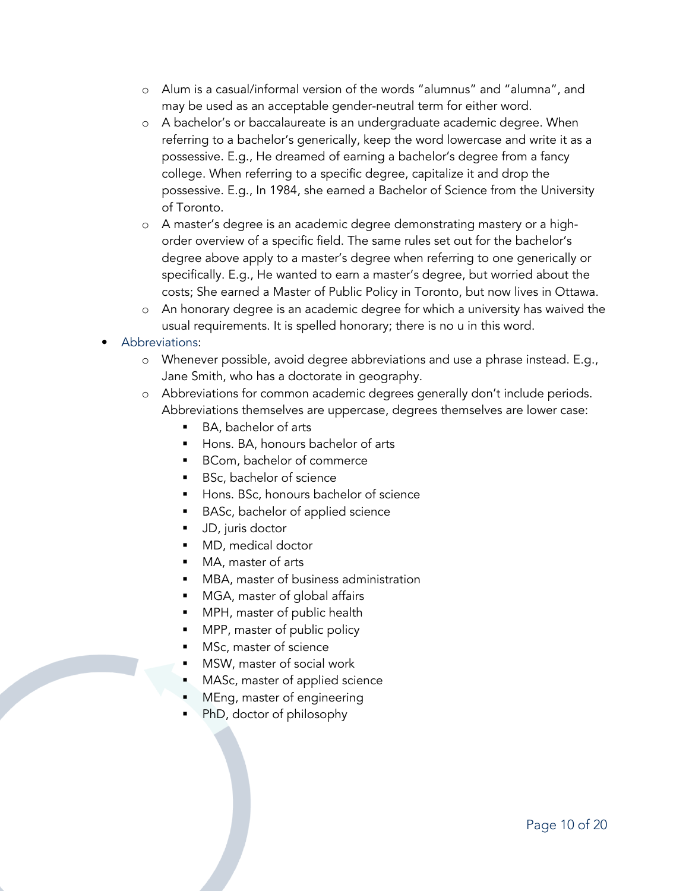- Alum is a casual/informal version of the words "alumnus" and "alumna", and may be used as an acceptable gender-neutral term for either word.
  - A bachelor's or baccalaureate is an undergraduate academic degree. When referring to a bachelor's generically, keep the word lowercase and write it as a possessive. E.g., He dreamed of earning a bachelor's degree from a fancy college. When referring to a specific degree, capitalize it and drop the possessive. E.g., In 1984, she earned a Bachelor of Science from the University of Toronto.
  - A master's degree is an academic degree demonstrating mastery or a high-order overview of a specific field. The same rules set out for the bachelor's degree above apply to a master's degree when referring to one generically or specifically. E.g., He wanted to earn a master's degree, but worried about the costs; She earned a Master of Public Policy in Toronto, but now lives in Ottawa.
  - An honorary degree is an academic degree for which a university has waived the usual requirements. It is spelled honorary; there is no u in this word.
- Abbreviations:
  - Whenever possible, avoid degree abbreviations and use a phrase instead. E.g., Jane Smith, who has a doctorate in geography.
  - Abbreviations for common academic degrees generally don't include periods. Abbreviations themselves are uppercase, degrees themselves are lower case:
    - BA, bachelor of arts
    - Hons. BA, honours bachelor of arts
    - BCom, bachelor of commerce
    - BSc, bachelor of science
    - Hons. BSc, honours bachelor of science
    - BASc, bachelor of applied science
    - JD, juris doctor
    - MD, medical doctor
    - MA, master of arts
    - MBA, master of business administration
    - MGA, master of global affairs
    - MPH, master of public health
    - MPP, master of public policy
    - MSc, master of science
    - MSW, master of social work
    - MASc, master of applied science
    - MEng, master of engineering
    - PhD, doctor of philosophy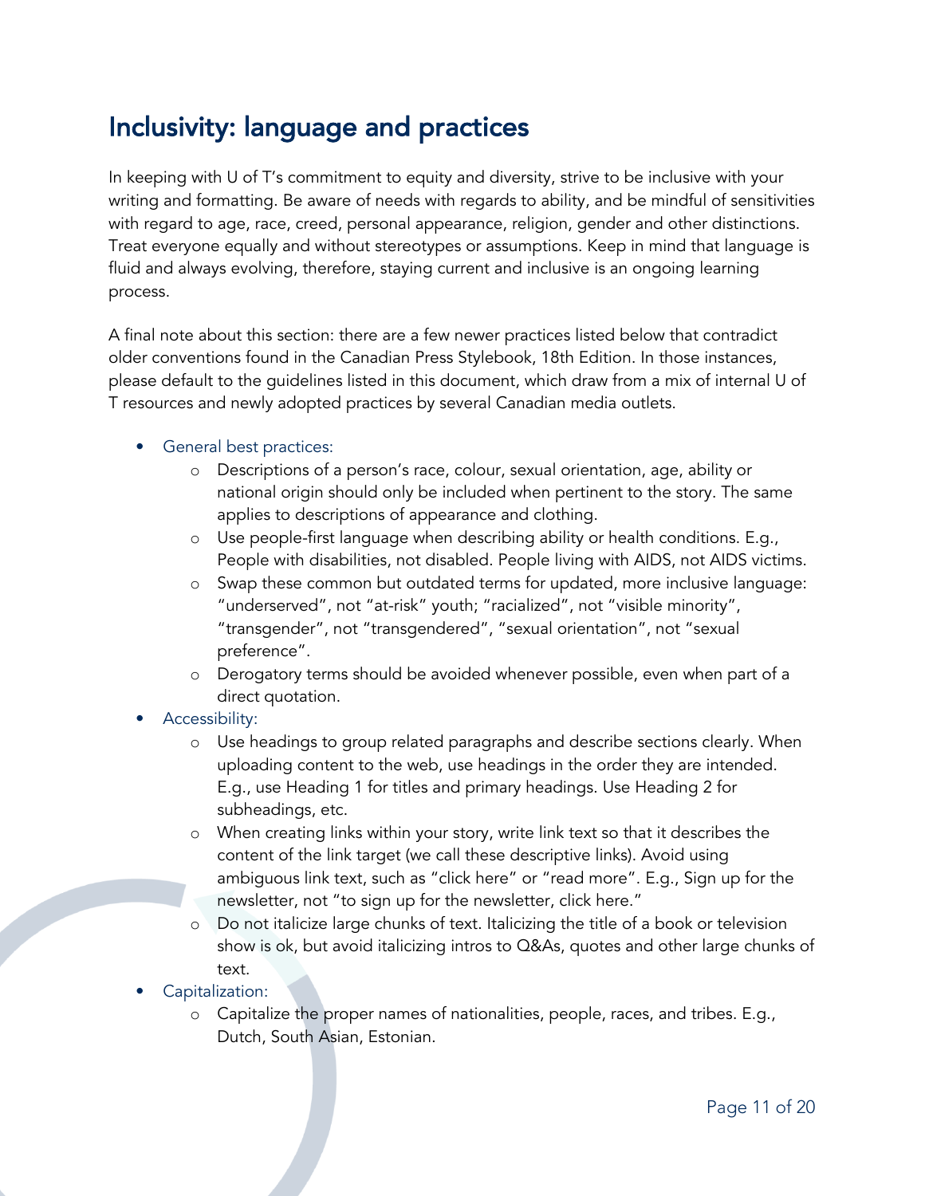# Inclusivity: language and practices

In keeping with U of T's commitment to equity and diversity, strive to be inclusive with your writing and formatting. Be aware of needs with regards to ability, and be mindful of sensitivities with regard to age, race, creed, personal appearance, religion, gender and other distinctions. Treat everyone equally and without stereotypes or assumptions. Keep in mind that language is fluid and always evolving, therefore, staying current and inclusive is an ongoing learning process.

A final note about this section: there are a few newer practices listed below that contradict older conventions found in the Canadian Press Stylebook, 18th Edition. In those instances, please default to the guidelines listed in this document, which draw from a mix of internal U of T resources and newly adopted practices by several Canadian media outlets.

- General best practices:
  - Descriptions of a person's race, colour, sexual orientation, age, ability or national origin should only be included when pertinent to the story. The same applies to descriptions of appearance and clothing.
  - Use people-first language when describing ability or health conditions. E.g., People with disabilities, not disabled. People living with AIDS, not AIDS victims.
  - Swap these common but outdated terms for updated, more inclusive language: "underserved", not "at-risk" youth; "racialized", not "visible minority", "transgender", not "transgendered", "sexual orientation", not "sexual preference".
  - Derogatory terms should be avoided whenever possible, even when part of a direct quotation.
- Accessibility:
  - Use headings to group related paragraphs and describe sections clearly. When uploading content to the web, use headings in the order they are intended. E.g., use Heading 1 for titles and primary headings. Use Heading 2 for subheadings, etc.
  - When creating links within your story, write link text so that it describes the content of the link target (we call these descriptive links). Avoid using ambiguous link text, such as "click here" or "read more". E.g., Sign up for the newsletter, not "to sign up for the newsletter, click here."
  - Do not italicize large chunks of text. Italicizing the title of a book or television show is ok, but avoid italicizing intros to Q&As, quotes and other large chunks of text.
- Capitalization:
  - Capitalize the proper names of nationalities, people, races, and tribes. E.g., Dutch, South Asian, Estonian.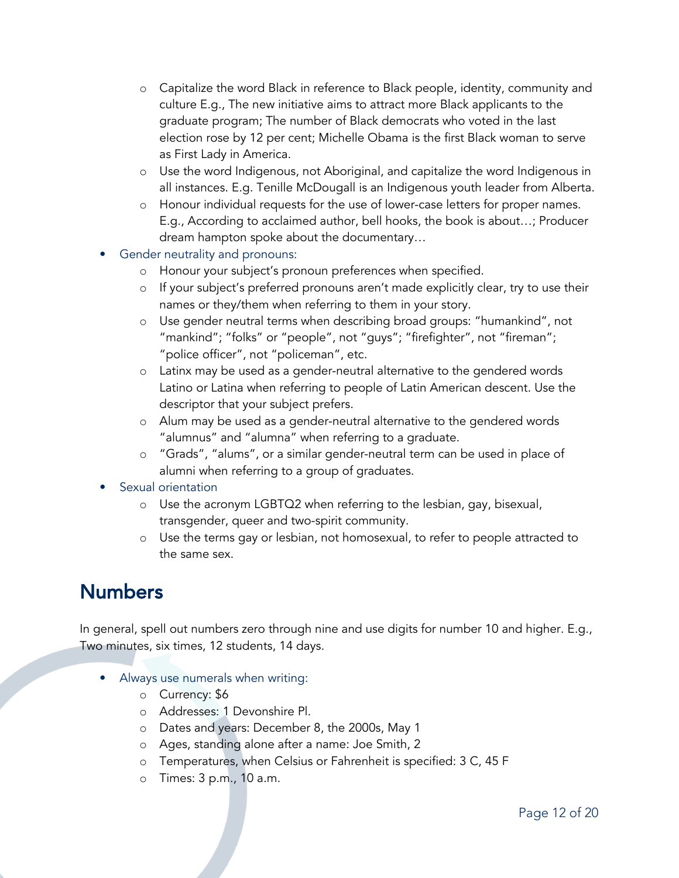- Capitalize the word Black in reference to Black people, identity, community and culture E.g., The new initiative aims to attract more Black applicants to the graduate program; The number of Black democrats who voted in the last election rose by 12 per cent; Michelle Obama is the first Black woman to serve as First Lady in America.
  - Use the word Indigenous, not Aboriginal, and capitalize the word Indigenous in all instances. E.g. Tenille McDougall is an Indigenous youth leader from Alberta.
  - Honour individual requests for the use of lower-case letters for proper names. E.g., According to acclaimed author, bell hooks, the book is about…; Producer dream hampton spoke about the documentary…
- Gender neutrality and pronouns:
  - Honour your subject's pronoun preferences when specified.
  - If your subject's preferred pronouns aren't made explicitly clear, try to use their names or they/them when referring to them in your story.
  - Use gender neutral terms when describing broad groups: "humankind", not "mankind"; "folks" or "people", not "guys"; "firefighter", not "fireman"; "police officer", not "policeman", etc.
  - Latinx may be used as a gender-neutral alternative to the gendered words Latino or Latina when referring to people of Latin American descent. Use the descriptor that your subject prefers.
  - Alum may be used as a gender-neutral alternative to the gendered words "alumnus" and "alumna" when referring to a graduate.
  - "Grads", "alums", or a similar gender-neutral term can be used in place of alumni when referring to a group of graduates.
- Sexual orientation
  - Use the acronym LGBTQ2 when referring to the lesbian, gay, bisexual, transgender, queer and two-spirit community.
  - Use the terms gay or lesbian, not homosexual, to refer to people attracted to the same sex.

## Numbers

In general, spell out numbers zero through nine and use digits for number 10 and higher. E.g., Two minutes, six times, 12 students, 14 days.

- Always use numerals when writing:
  - Currency: $6
  - Addresses: 1 Devonshire Pl.
  - Dates and years: December 8, the 2000s, May 1
  - Ages, standing alone after a name: Joe Smith, 2
  - Temperatures, when Celsius or Fahrenheit is specified: 3 C, 45 F
  - Times: 3 p.m., 10 a.m.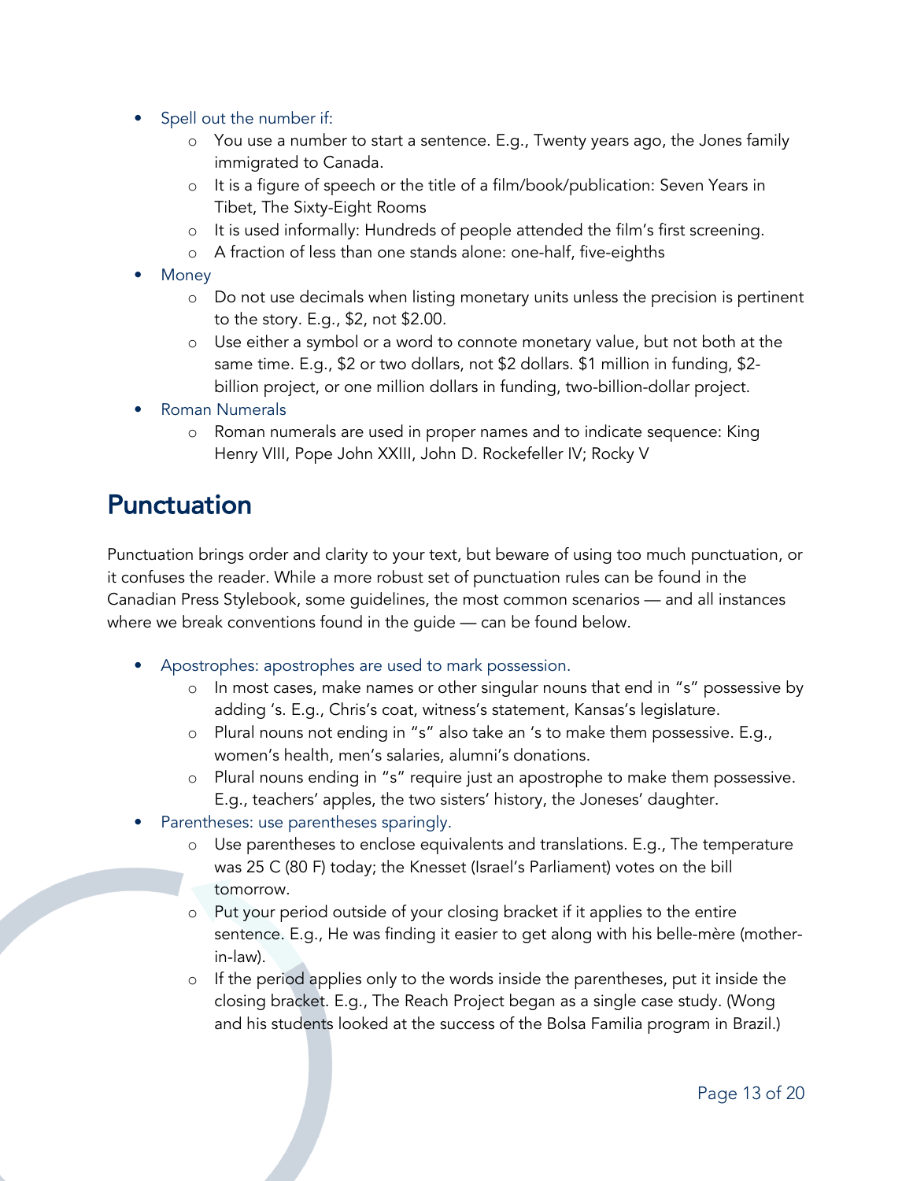- Spell out the number if:
  - You use a number to start a sentence. E.g., Twenty years ago, the Jones family immigrated to Canada.
  - It is a figure of speech or the title of a film/book/publication: Seven Years in Tibet, The Sixty-Eight Rooms
  - It is used informally: Hundreds of people attended the film's first screening.
  - A fraction of less than one stands alone: one-half, five-eighths
- Money
  - Do not use decimals when listing monetary units unless the precision is pertinent to the story. E.g., $2, not $2.00.
  - Use either a symbol or a word to connote monetary value, but not both at the same time. E.g., $2 or two dollars, not $2 dollars. $1 million in funding, $2-billion project, or one million dollars in funding, two-billion-dollar project.
- Roman Numerals
  - Roman numerals are used in proper names and to indicate sequence: King Henry VIII, Pope John XXIII, John D. Rockefeller IV; Rocky V

## Punctuation

Punctuation brings order and clarity to your text, but beware of using too much punctuation, or it confuses the reader. While a more robust set of punctuation rules can be found in the Canadian Press Stylebook, some guidelines, the most common scenarios — and all instances where we break conventions found in the guide — can be found below.

- Apostrophes: apostrophes are used to mark possession.
  - In most cases, make names or other singular nouns that end in "s" possessive by adding 's. E.g., Chris's coat, witness's statement, Kansas's legislature.
  - Plural nouns not ending in "s" also take an 's to make them possessive. E.g., women's health, men's salaries, alumni's donations.
  - Plural nouns ending in "s" require just an apostrophe to make them possessive. E.g., teachers' apples, the two sisters' history, the Joneses' daughter.
- Parentheses: use parentheses sparingly.
  - Use parentheses to enclose equivalents and translations. E.g., The temperature was 25 C (80 F) today; the Knesset (Israel's Parliament) votes on the bill tomorrow.
  - Put your period outside of your closing bracket if it applies to the entire sentence. E.g., He was finding it easier to get along with his belle-mère (mother-in-law).
  - If the period applies only to the words inside the parentheses, put it inside the closing bracket. E.g., The Reach Project began as a single case study. (Wong and his students looked at the success of the Bolsa Familia program in Brazil.)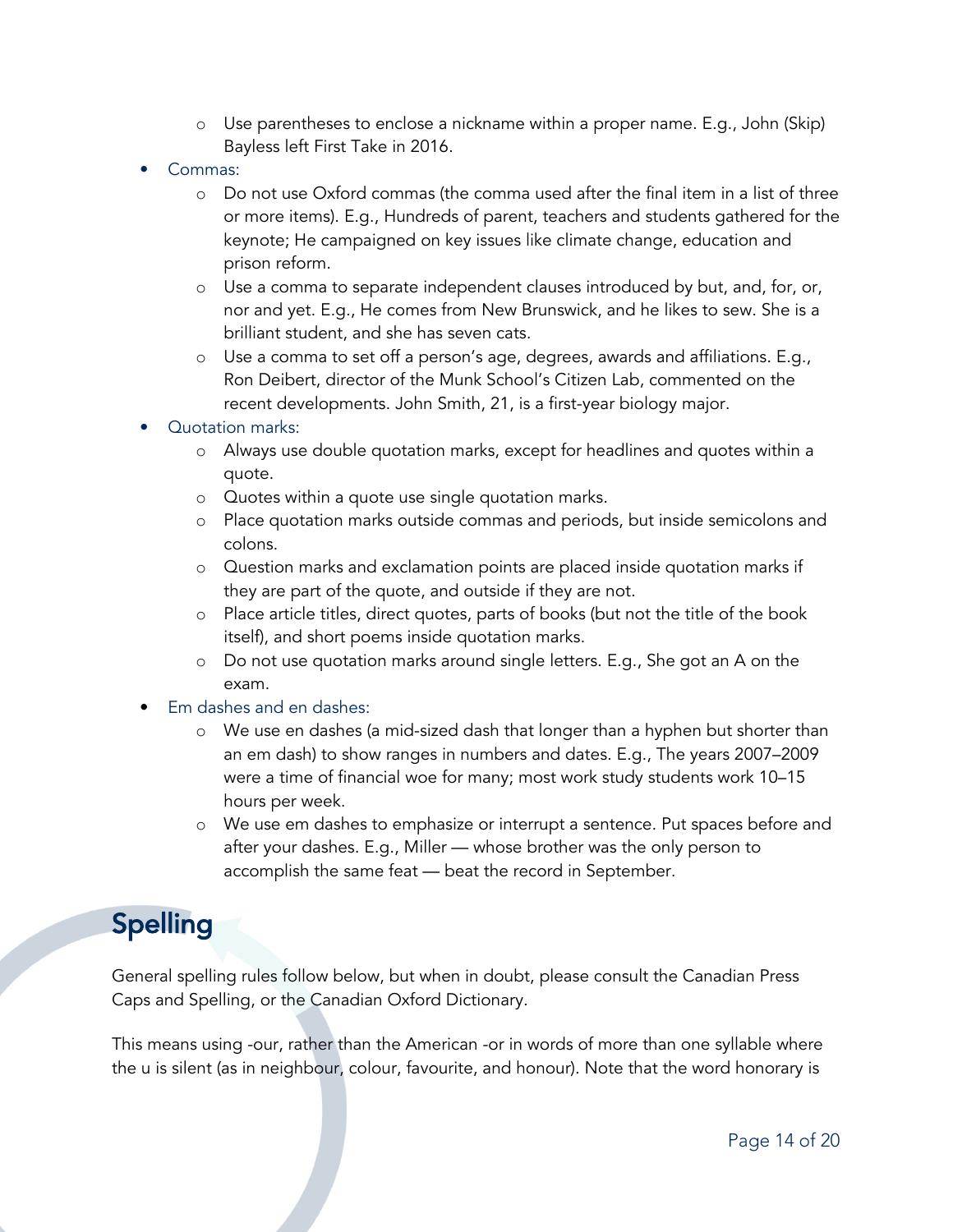- Use parentheses to enclose a nickname within a proper name. E.g., John (Skip) Bayless left First Take in 2016.

- Commas:
  - Do not use Oxford commas (the comma used after the final item in a list of three or more items). E.g., Hundreds of parent, teachers and students gathered for the keynote; He campaigned on key issues like climate change, education and prison reform.
  - Use a comma to separate independent clauses introduced by but, and, for, or, nor and yet. E.g., He comes from New Brunswick, and he likes to sew. She is a brilliant student, and she has seven cats.
  - Use a comma to set off a person's age, degrees, awards and affiliations. E.g., Ron Deibert, director of the Munk School's Citizen Lab, commented on the recent developments. John Smith, 21, is a first-year biology major.
- Quotation marks:
  - Always use double quotation marks, except for headlines and quotes within a quote.
  - Quotes within a quote use single quotation marks.
  - Place quotation marks outside commas and periods, but inside semicolons and colons.
  - Question marks and exclamation points are placed inside quotation marks if they are part of the quote, and outside if they are not.
  - Place article titles, direct quotes, parts of books (but not the title of the book itself), and short poems inside quotation marks.
  - Do not use quotation marks around single letters. E.g., She got an A on the exam.
- Em dashes and en dashes:
  - We use en dashes (a mid-sized dash that longer than a hyphen but shorter than an em dash) to show ranges in numbers and dates. E.g., The years 2007–2009 were a time of financial woe for many; most work study students work 10–15 hours per week.
  - We use em dashes to emphasize or interrupt a sentence. Put spaces before and after your dashes. E.g., Miller — whose brother was the only person to accomplish the same feat — beat the record in September.

## Spelling

General spelling rules follow below, but when in doubt, please consult the Canadian Press Caps and Spelling, or the Canadian Oxford Dictionary.

This means using -our, rather than the American -or in words of more than one syllable where the u is silent (as in neighbour, colour, favourite, and honour). Note that the word honorary is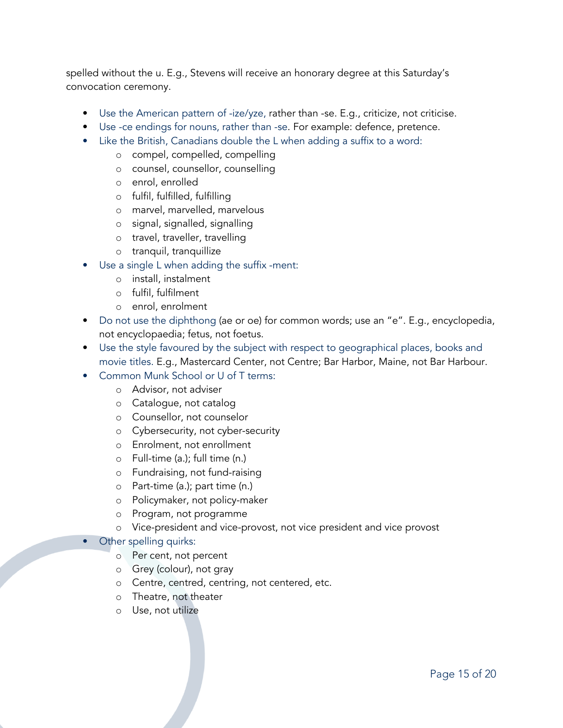spelled without the u. E.g., Stevens will receive an honorary degree at this Saturday's convocation ceremony.

- Use the American pattern of -ize/yze, rather than -se. E.g., criticize, not criticise.
- Use -ce endings for nouns, rather than -se. For example: defence, pretence.
- Like the British, Canadians double the L when adding a suffix to a word:
    - compel, compelled, compelling
    - counsel, counsellor, counselling
    - enrol, enrolled
    - fulfil, fulfilled, fulfilling
    - marvel, marvelled, marvelous
    - signal, signalled, signalling
    - travel, traveller, travelling
    - tranquil, tranquillize
- Use a single L when adding the suffix -ment:
    - install, instalment
    - fulfil, fulfilment
    - enrol, enrolment
- Do not use the diphthong (ae or oe) for common words; use an "e". E.g., encyclopedia, not encyclopaedia; fetus, not foetus.
- Use the style favoured by the subject with respect to geographical places, books and movie titles. E.g., Mastercard Center, not Centre; Bar Harbor, Maine, not Bar Harbour.
- Common Munk School or U of T terms:
    - Advisor, not adviser
    - Catalogue, not catalog
    - Counsellor, not counselor
    - Cybersecurity, not cyber-security
    - Enrolment, not enrollment
    - Full-time (a.); full time (n.)
    - Fundraising, not fund-raising
    - Part-time (a.); part time (n.)
    - Policymaker, not policy-maker
    - Program, not programme
    - Vice-president and vice-provost, not vice president and vice provost
- Other spelling quirks:
    - Per cent, not percent
    - Grey (colour), not gray
    - Centre, centred, centring, not centered, etc.
    - Theatre, not theater
    - Use, not utilize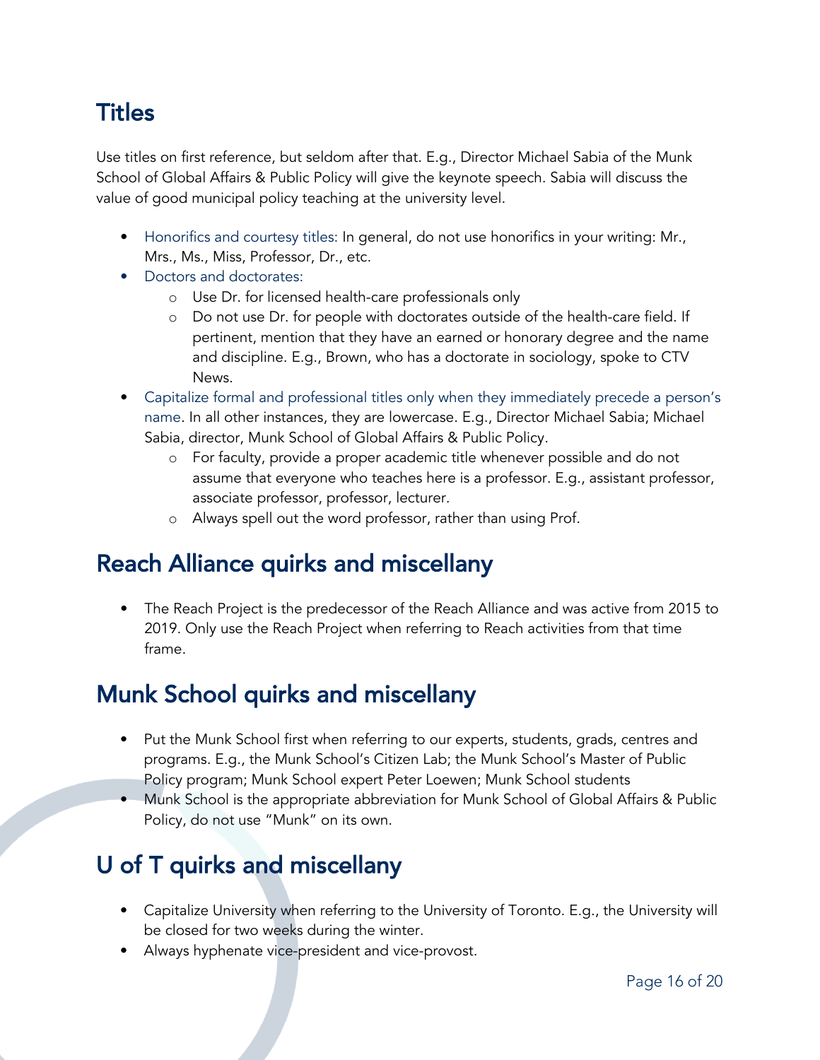## Titles

Use titles on first reference, but seldom after that. E.g., Director Michael Sabia of the Munk School of Global Affairs & Public Policy will give the keynote speech. Sabia will discuss the value of good municipal policy teaching at the university level.

- Honorifics and courtesy titles: In general, do not use honorifics in your writing: Mr., Mrs., Ms., Miss, Professor, Dr., etc.
- Doctors and doctorates:
    - Use Dr. for licensed health-care professionals only
    - Do not use Dr. for people with doctorates outside of the health-care field. If pertinent, mention that they have an earned or honorary degree and the name and discipline. E.g., Brown, who has a doctorate in sociology, spoke to CTV News.
- Capitalize formal and professional titles only when they immediately precede a person's name. In all other instances, they are lowercase. E.g., Director Michael Sabia; Michael Sabia, director, Munk School of Global Affairs & Public Policy.
    - For faculty, provide a proper academic title whenever possible and do not assume that everyone who teaches here is a professor. E.g., assistant professor, associate professor, professor, lecturer.
    - Always spell out the word professor, rather than using Prof.

## Reach Alliance quirks and miscellany

- The Reach Project is the predecessor of the Reach Alliance and was active from 2015 to 2019. Only use the Reach Project when referring to Reach activities from that time frame.

## Munk School quirks and miscellany

- Put the Munk School first when referring to our experts, students, grads, centres and programs. E.g., the Munk School's Citizen Lab; the Munk School's Master of Public Policy program; Munk School expert Peter Loewen; Munk School students
- Munk School is the appropriate abbreviation for Munk School of Global Affairs & Public Policy, do not use "Munk" on its own.

## U of T quirks and miscellany

- Capitalize University when referring to the University of Toronto. E.g., the University will be closed for two weeks during the winter.
- Always hyphenate vice-president and vice-provost.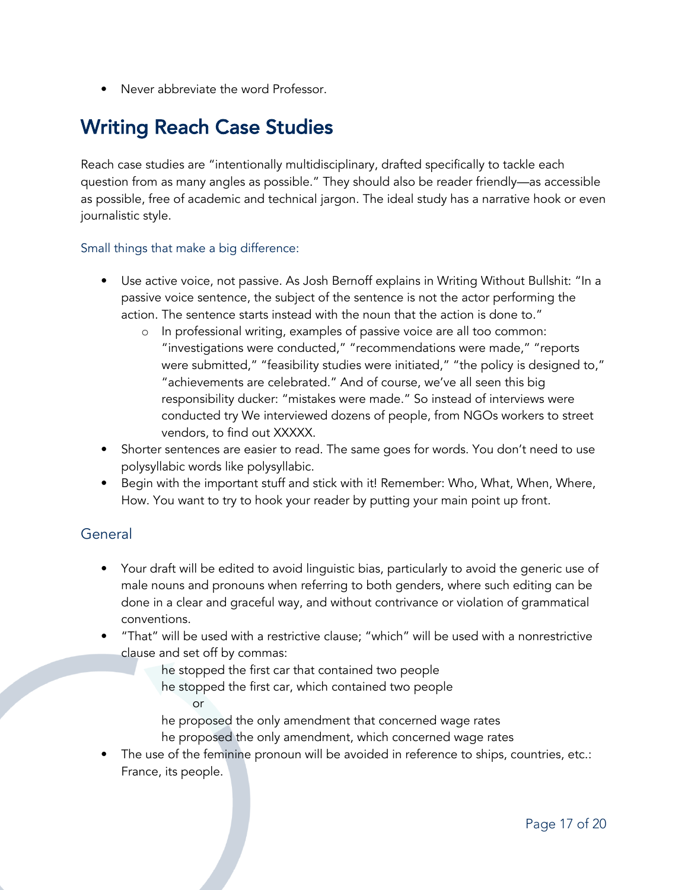- Never abbreviate the word Professor.

## Writing Reach Case Studies

Reach case studies are "intentionally multidisciplinary, drafted specifically to tackle each question from as many angles as possible." They should also be reader friendly—as accessible as possible, free of academic and technical jargon. The ideal study has a narrative hook or even journalistic style.

### Small things that make a big difference:

- Use active voice, not passive. As Josh Bernoff explains in Writing Without Bullshit: "In a passive voice sentence, the subject of the sentence is not the actor performing the action. The sentence starts instead with the noun that the action is done to."
  - In professional writing, examples of passive voice are all too common: "investigations were conducted," "recommendations were made," "reports were submitted," "feasibility studies were initiated," "the policy is designed to," "achievements are celebrated." And of course, we've all seen this big responsibility ducker: "mistakes were made." So instead of interviews were conducted try We interviewed dozens of people, from NGOs workers to street vendors, to find out XXXXX.
- Shorter sentences are easier to read. The same goes for words. You don't need to use polysyllabic words like polysyllabic.
- Begin with the important stuff and stick with it! Remember: Who, What, When, Where, How. You want to try to hook your reader by putting your main point up front.

### General

- Your draft will be edited to avoid linguistic bias, particularly to avoid the generic use of male nouns and pronouns when referring to both genders, where such editing can be done in a clear and graceful way, and without contrivance or violation of grammatical conventions.
- "That" will be used with a restrictive clause; "which" will be used with a nonrestrictive clause and set off by commas:

  he stopped the first car that contained two people
  he stopped the first car, which contained two people

  or

  he proposed the only amendment that concerned wage rates
  he proposed the only amendment, which concerned wage rates
- The use of the feminine pronoun will be avoided in reference to ships, countries, etc.: France, its people.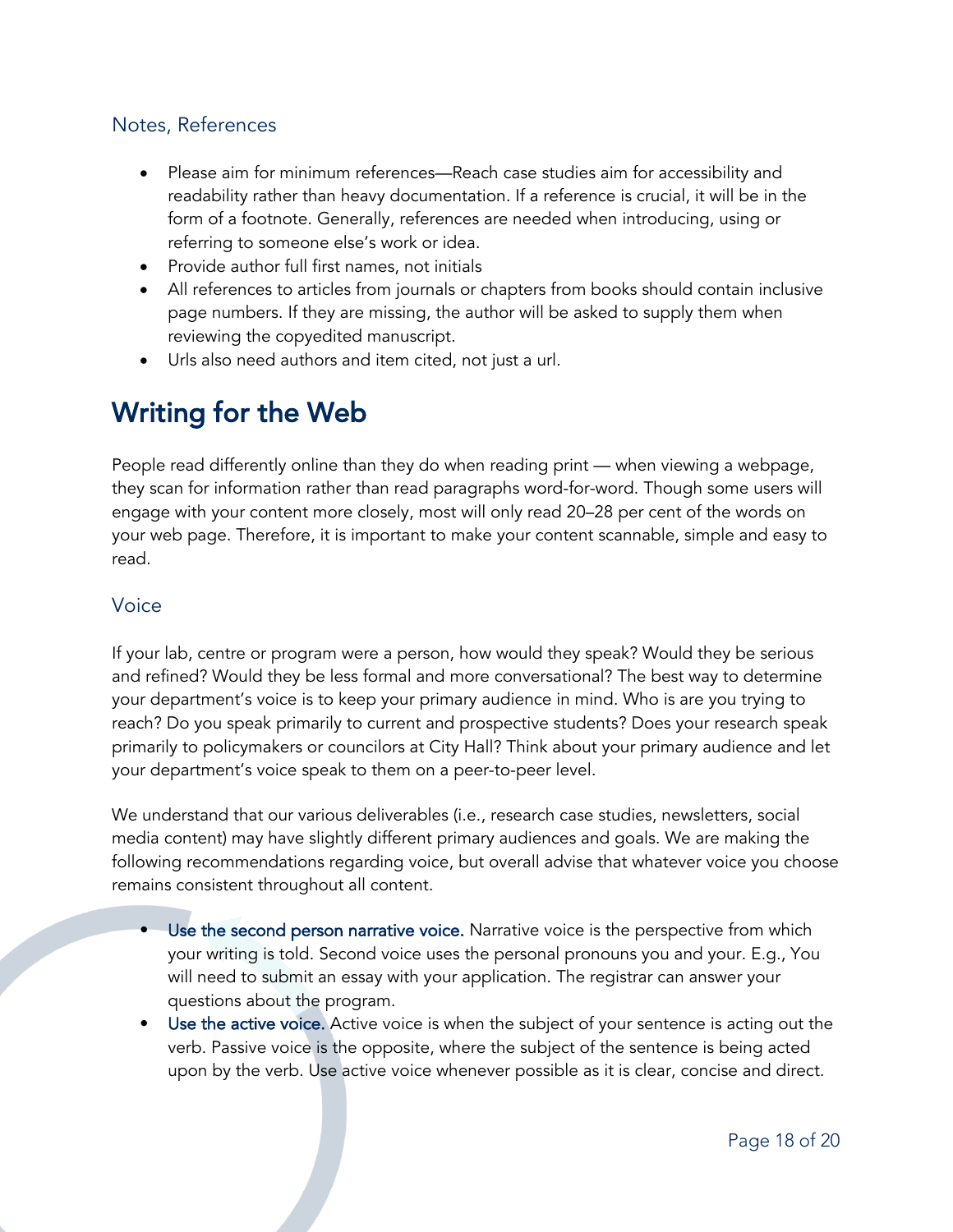### Notes, References

- Please aim for minimum references—Reach case studies aim for accessibility and readability rather than heavy documentation. If a reference is crucial, it will be in the form of a footnote. Generally, references are needed when introducing, using or referring to someone else's work or idea.
- Provide author full first names, not initials
- All references to articles from journals or chapters from books should contain inclusive page numbers. If they are missing, the author will be asked to supply them when reviewing the copyedited manuscript.
- Urls also need authors and item cited, not just a url.

## Writing for the Web

People read differently online than they do when reading print — when viewing a webpage, they scan for information rather than read paragraphs word-for-word. Though some users will engage with your content more closely, most will only read 20–28 per cent of the words on your web page. Therefore, it is important to make your content scannable, simple and easy to read.

### Voice

If your lab, centre or program were a person, how would they speak? Would they be serious and refined? Would they be less formal and more conversational? The best way to determine your department's voice is to keep your primary audience in mind. Who is are you trying to reach? Do you speak primarily to current and prospective students? Does your research speak primarily to policymakers or councilors at City Hall? Think about your primary audience and let your department's voice speak to them on a peer-to-peer level.

We understand that our various deliverables (i.e., research case studies, newsletters, social media content) may have slightly different primary audiences and goals. We are making the following recommendations regarding voice, but overall advise that whatever voice you choose remains consistent throughout all content.

- **Use the second person narrative voice.** Narrative voice is the perspective from which your writing is told. Second voice uses the personal pronouns you and your. E.g., You will need to submit an essay with your application. The registrar can answer your questions about the program.
- **Use the active voice.** Active voice is when the subject of your sentence is acting out the verb. Passive voice is the opposite, where the subject of the sentence is being acted upon by the verb. Use active voice whenever possible as it is clear, concise and direct.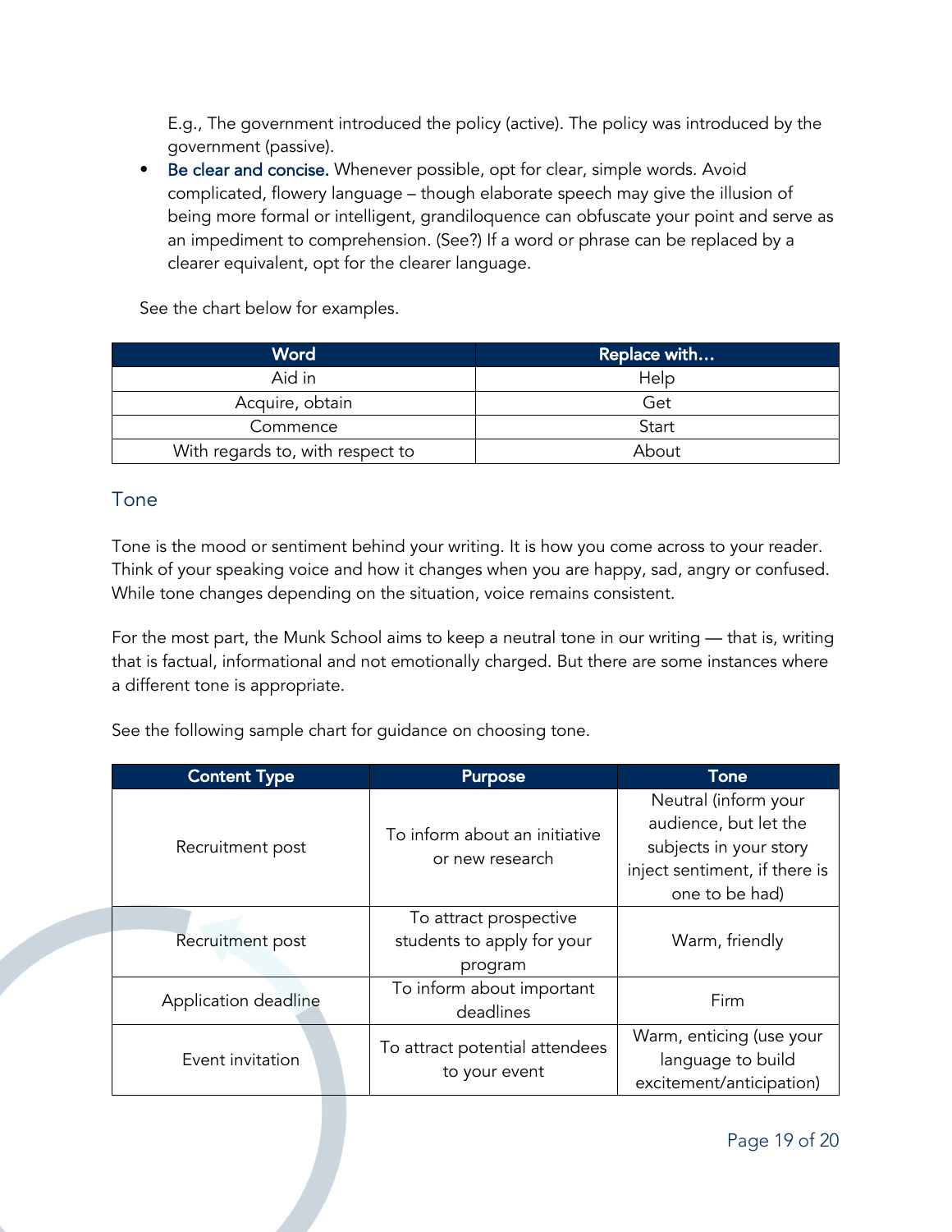E.g., The government introduced the policy (active). The policy was introduced by the government (passive).

- **Be clear and concise.** Whenever possible, opt for clear, simple words. Avoid complicated, flowery language – though elaborate speech may give the illusion of being more formal or intelligent, grandiloquence can obfuscate your point and serve as an impediment to comprehension. (See?) If a word or phrase can be replaced by a clearer equivalent, opt for the clearer language.

See the chart below for examples.

| Word | Replace with… |
| --- | --- |
| Aid in | Help |
| Acquire, obtain | Get |
| Commence | Start |
| With regards to, with respect to | About |

## Tone

Tone is the mood or sentiment behind your writing. It is how you come across to your reader. Think of your speaking voice and how it changes when you are happy, sad, angry or confused. While tone changes depending on the situation, voice remains consistent.

For the most part, the Munk School aims to keep a neutral tone in our writing — that is, writing that is factual, informational and not emotionally charged. But there are some instances where a different tone is appropriate.

See the following sample chart for guidance on choosing tone.

| Content Type | Purpose | Tone |
| --- | --- | --- |
| Recruitment post | To inform about an initiative or new research | Neutral (inform your audience, but let the subjects in your story inject sentiment, if there is one to be had) |
| Recruitment post | To attract prospective students to apply for your program | Warm, friendly |
| Application deadline | To inform about important deadlines | Firm |
| Event invitation | To attract potential attendees to your event | Warm, enticing (use your language to build excitement/anticipation) |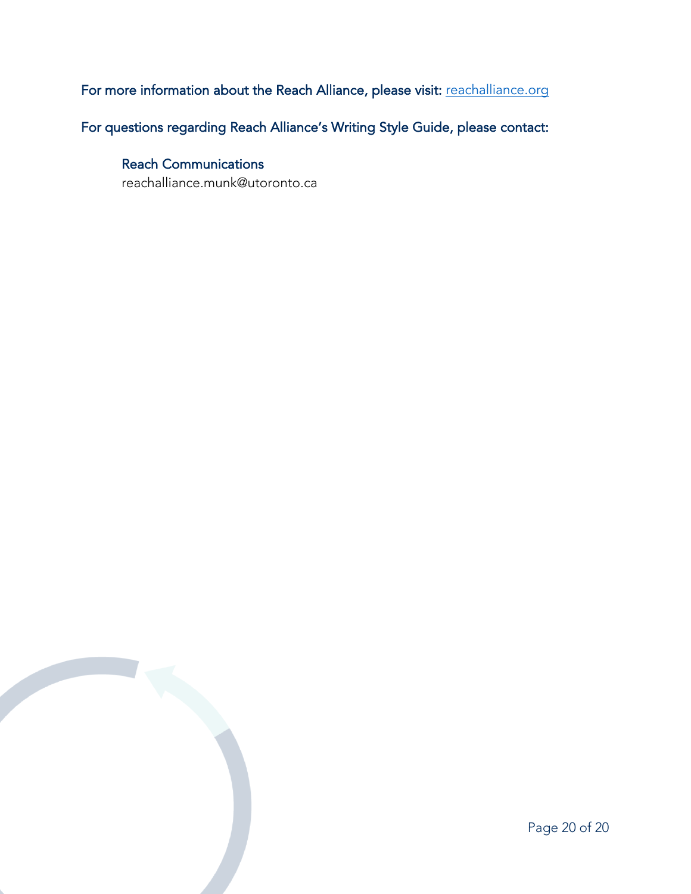**For more information about the Reach Alliance, please visit:** [reachalliance.org](https://reachalliance.org)

**For questions regarding Reach Alliance's Writing Style Guide, please contact:**

**Reach Communications**
reachalliance.munk@utoronto.ca